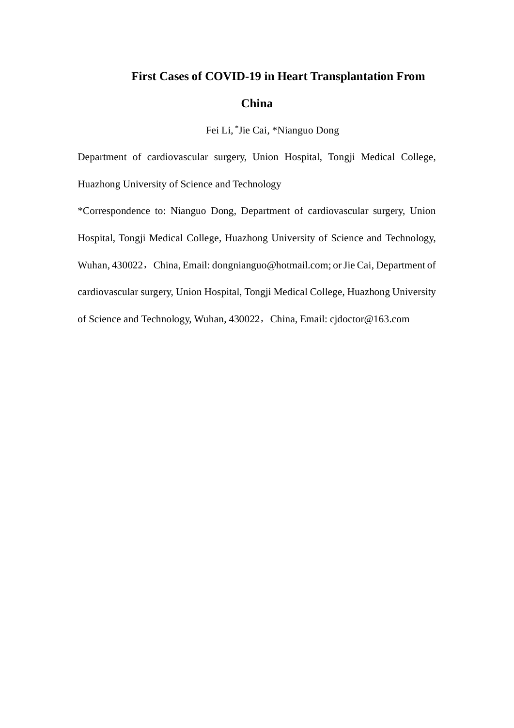# First Cases of COVID-19 in Heart Transplantation From China

Fei Li, *Jie Cai, *Nianguo Dong

Department of cardiovascular surgery, Union Hospital, Tongji Medical College, Huazhong University of Science and Technology

*Correspondence to: Nianguo Dong, Department of cardiovascular surgery, Union Hospital, Tongji Medical College, Huazhong University of Science and Technology, Wuhan, 430022， China, Email: dongnianguo@hotmail.com; or Jie Cai, Department of cardiovascular surgery, Union Hospital, Tongji Medical College, Huazhong University of Science and Technology, Wuhan, 430022，China, Email: cjdoctor@163.com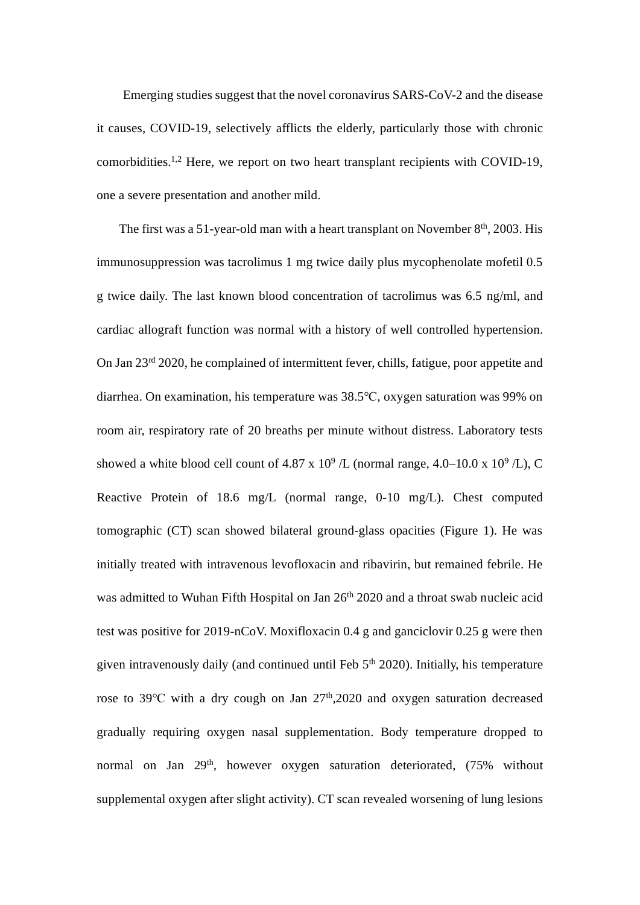Emerging studies suggest that the novel coronavirus SARS-CoV-2 and the disease it causes, COVID-19, selectively afflicts the elderly, particularly those with chronic comorbidities.[1,2] Here, we report on two heart transplant recipients with COVID-19, one a severe presentation and another mild.

The first was a 51-year-old man with a heart transplant on November 8th, 2003. His immunosuppression was tacrolimus 1 mg twice daily plus mycophenolate mofetil 0.5 g twice daily. The last known blood concentration of tacrolimus was 6.5 ng/ml, and cardiac allograft function was normal with a history of well controlled hypertension. On Jan 23rd 2020, he complained of intermittent fever, chills, fatigue, poor appetite and diarrhea. On examination, his temperature was 38.5°C, oxygen saturation was 99% on room air, respiratory rate of 20 breaths per minute without distress. Laboratory tests showed a white blood cell count of 4.87 x $10^9$ /L (normal range, 4.0–10.0 x $10^9$ /L), C Reactive Protein of 18.6 mg/L (normal range, 0-10 mg/L). Chest computed tomographic (CT) scan showed bilateral ground-glass opacities (Figure 1). He was initially treated with intravenous levofloxacin and ribavirin, but remained febrile. He was admitted to Wuhan Fifth Hospital on Jan 26th 2020 and a throat swab nucleic acid test was positive for 2019-nCoV. Moxifloxacin 0.4 g and ganciclovir 0.25 g were then given intravenously daily (and continued until Feb 5th 2020). Initially, his temperature rose to 39°C with a dry cough on Jan 27th,2020 and oxygen saturation decreased gradually requiring oxygen nasal supplementation. Body temperature dropped to normal on Jan 29th, however oxygen saturation deteriorated, (75% without supplemental oxygen after slight activity). CT scan revealed worsening of lung lesions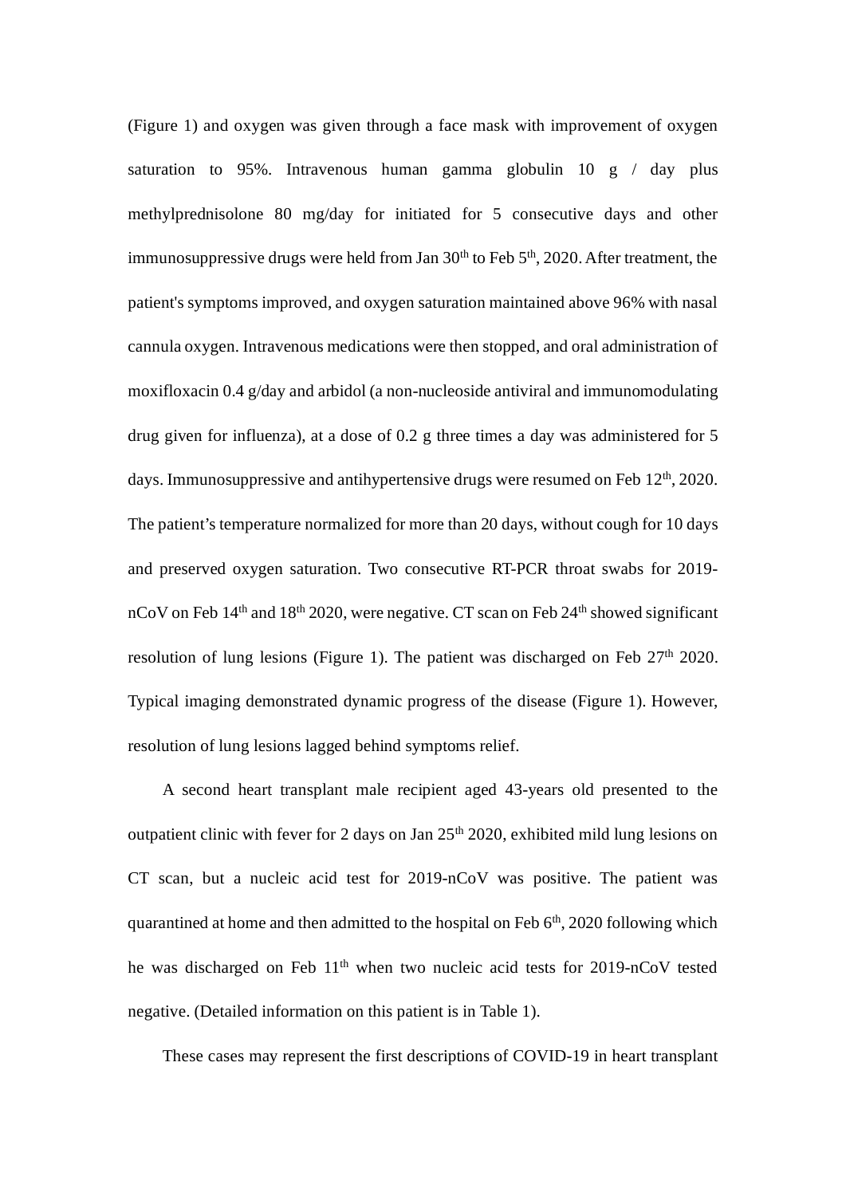(Figure 1) and oxygen was given through a face mask with improvement of oxygen saturation to 95%. Intravenous human gamma globulin 10 g / day plus methylprednisolone 80 mg/day for initiated for 5 consecutive days and other immunosuppressive drugs were held from Jan 30th to Feb 5th, 2020. After treatment, the patient's symptoms improved, and oxygen saturation maintained above 96% with nasal cannula oxygen. Intravenous medications were then stopped, and oral administration of moxifloxacin 0.4 g/day and arbidol (a non-nucleoside antiviral and immunomodulating drug given for influenza), at a dose of 0.2 g three times a day was administered for 5 days. Immunosuppressive and antihypertensive drugs were resumed on Feb 12th, 2020. The patient's temperature normalized for more than 20 days, without cough for 10 days and preserved oxygen saturation. Two consecutive RT-PCR throat swabs for 2019-nCoV on Feb 14th and 18th 2020, were negative. CT scan on Feb 24th showed significant resolution of lung lesions (Figure 1). The patient was discharged on Feb 27th 2020. Typical imaging demonstrated dynamic progress of the disease (Figure 1). However, resolution of lung lesions lagged behind symptoms relief.

A second heart transplant male recipient aged 43-years old presented to the outpatient clinic with fever for 2 days on Jan 25th 2020, exhibited mild lung lesions on CT scan, but a nucleic acid test for 2019-nCoV was positive. The patient was quarantined at home and then admitted to the hospital on Feb 6th, 2020 following which he was discharged on Feb 11th when two nucleic acid tests for 2019-nCoV tested negative. (Detailed information on this patient is in Table 1).

These cases may represent the first descriptions of COVID-19 in heart transplant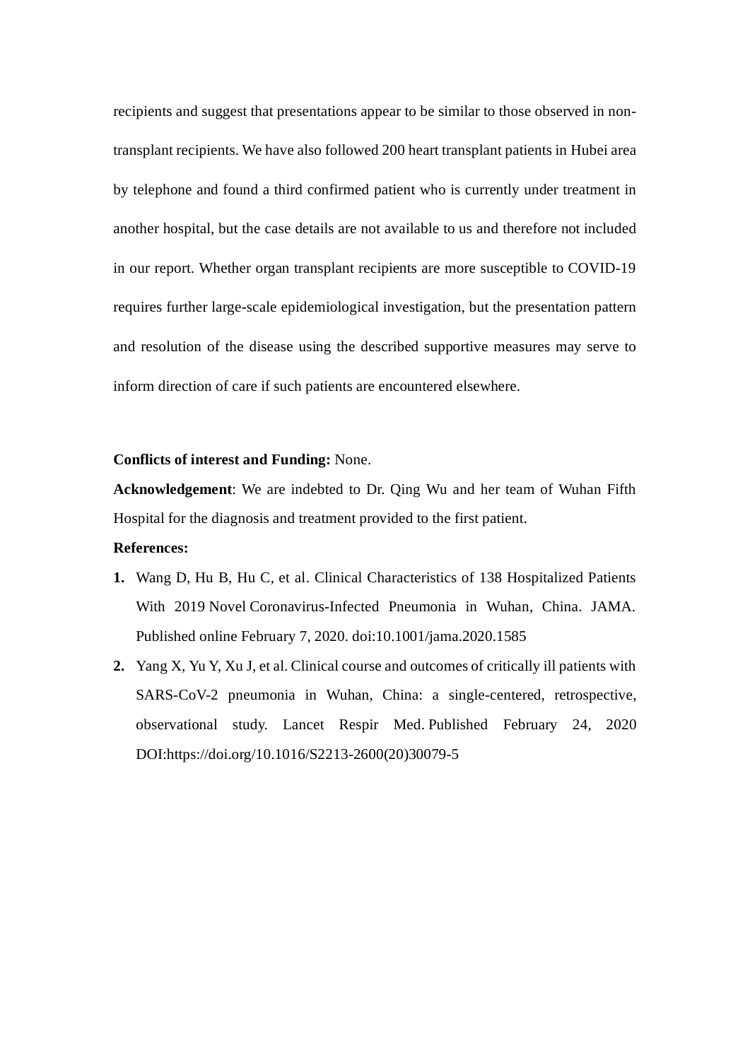recipients and suggest that presentations appear to be similar to those observed in non-transplant recipients. We have also followed 200 heart transplant patients in Hubei area by telephone and found a third confirmed patient who is currently under treatment in another hospital, but the case details are not available to us and therefore not included in our report. Whether organ transplant recipients are more susceptible to COVID-19 requires further large-scale epidemiological investigation, but the presentation pattern and resolution of the disease using the described supportive measures may serve to inform direction of care if such patients are encountered elsewhere.

**Conflicts of interest and Funding:** None.

**Acknowledgement**: We are indebted to Dr. Qing Wu and her team of Wuhan Fifth Hospital for the diagnosis and treatment provided to the first patient.

**References:**

1. Wang D, Hu B, Hu C, et al. Clinical Characteristics of 138 Hospitalized Patients With 2019 Novel Coronavirus-Infected Pneumonia in Wuhan, China. JAMA. Published online February 7, 2020. doi:10.1001/jama.2020.1585
2. Yang X, Yu Y, Xu J, et al. Clinical course and outcomes of critically ill patients with SARS-CoV-2 pneumonia in Wuhan, China: a single-centered, retrospective, observational study. Lancet Respir Med. Published February 24, 2020 DOI:https://doi.org/10.1016/S2213-2600(20)30079-5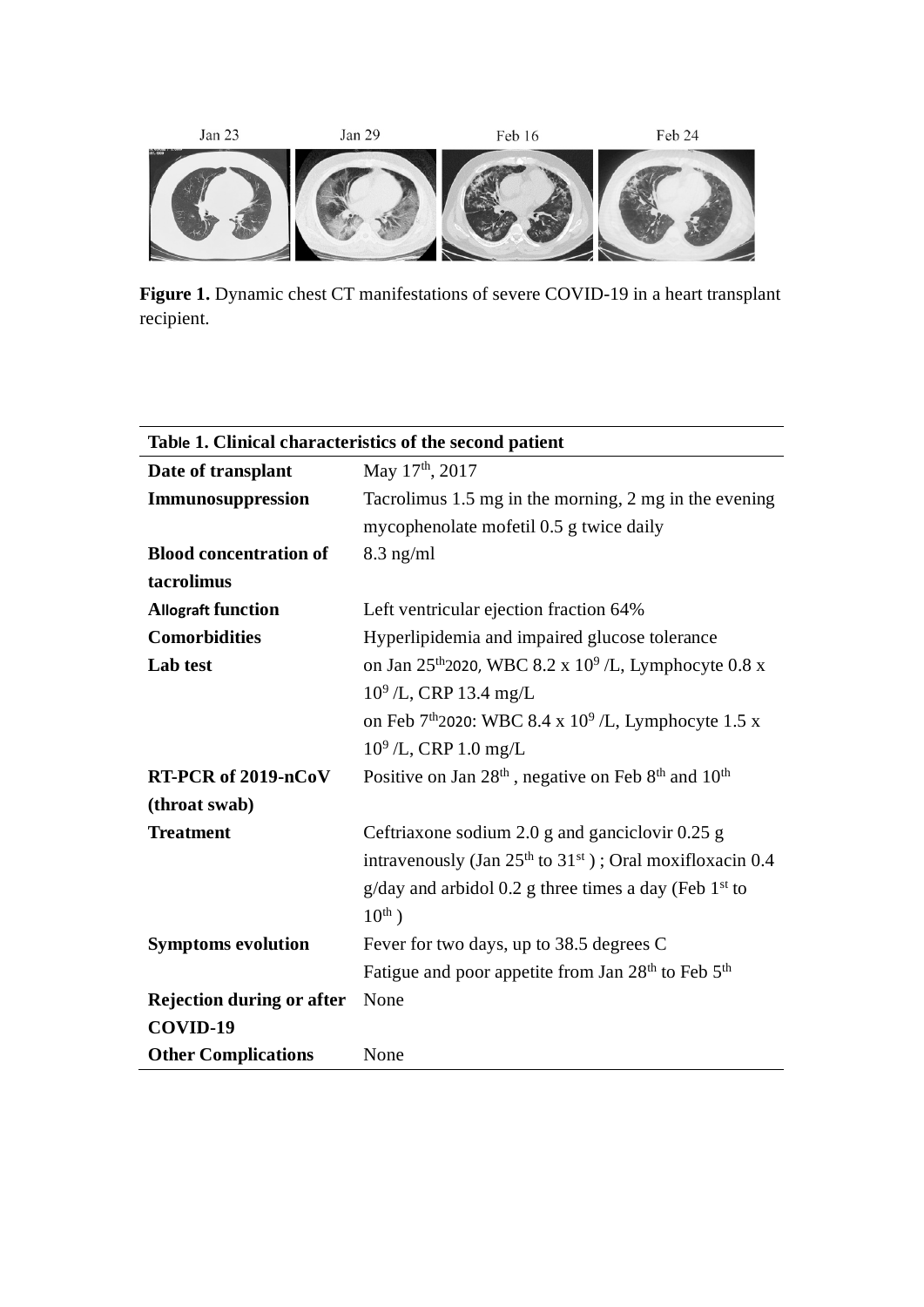Jan 23 Jan 29 Feb 16 Feb 24

**Figure 1.** Dynamic chest CT manifestations of severe COVID-19 in a heart transplant recipient.

| **Table 1. Clinical characteristics of the second patient** | |
|---|---|
| **Date of transplant** | May 17th, 2017 |
| **Immunosuppression** | Tacrolimus 1.5 mg in the morning, 2 mg in the evening mycophenolate mofetil 0.5 g twice daily |
| **Blood concentration of tacrolimus** | 8.3 ng/ml |
| **Allograft function** | Left ventricular ejection fraction 64% |
| **Comorbidities** | Hyperlipidemia and impaired glucose tolerance |
| **Lab test** | on Jan 25th2020, WBC 8.2 x $10^9$ /L, Lymphocyte 0.8 x $10^9$ /L, CRP 13.4 mg/L<br>on Feb 7th2020: WBC 8.4 x $10^9$ /L, Lymphocyte 1.5 x $10^9$ /L, CRP 1.0 mg/L |
| **RT-PCR of 2019-nCoV (throat swab)** | Positive on Jan 28th , negative on Feb 8th and 10th |
| **Treatment** | Ceftriaxone sodium 2.0 g and ganciclovir 0.25 g intravenously (Jan 25th to 31st ) ; Oral moxifloxacin 0.4 g/day and arbidol 0.2 g three times a day (Feb 1st to 10th ) |
| **Symptoms evolution** | Fever for two days, up to 38.5 degrees C<br>Fatigue and poor appetite from Jan 28th to Feb 5th |
| **Rejection during or after COVID-19** | None |
| **Other Complications** | None |